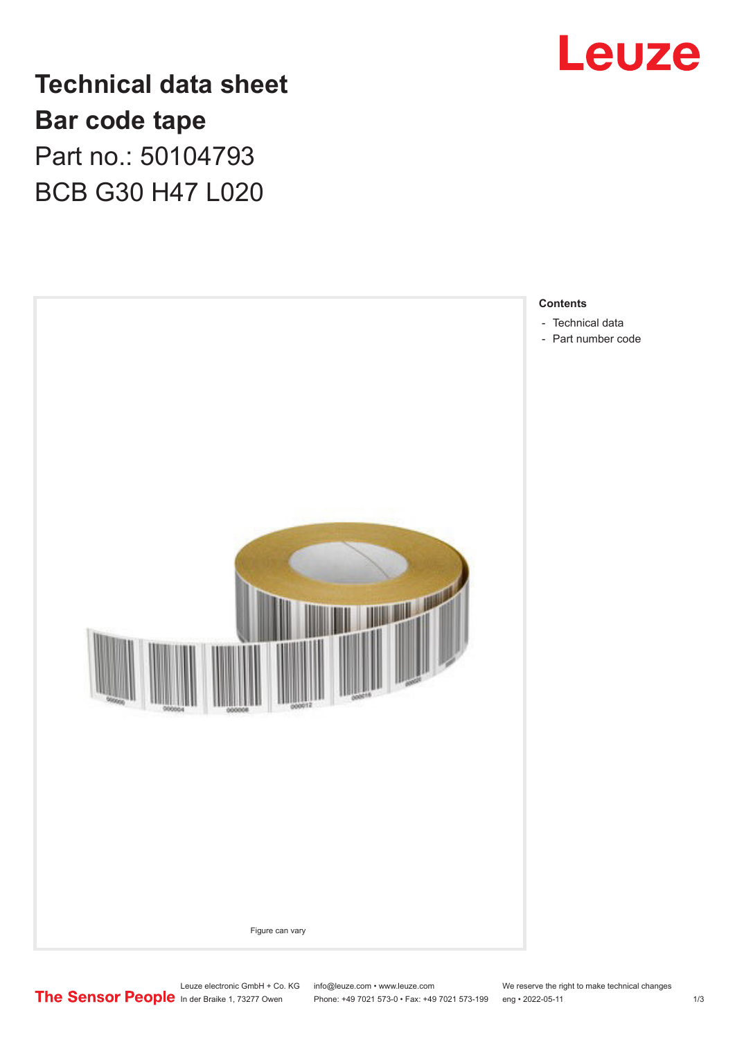# Technical data sheet

## Bar code tape

Part no.: 50104793

BCB G30 H47 L020

Leuze

Figure can vary

**Contents**

- Technical data
- Part number code

Leuze electronic GmbH + Co. KG
In der Braike 1, 73277 Owen

info@leuze.com • www.leuze.com
Phone: +49 7021 573-0 • Fax: +49 7021 573-199

We reserve the right to make technical changes
eng • 2022-05-11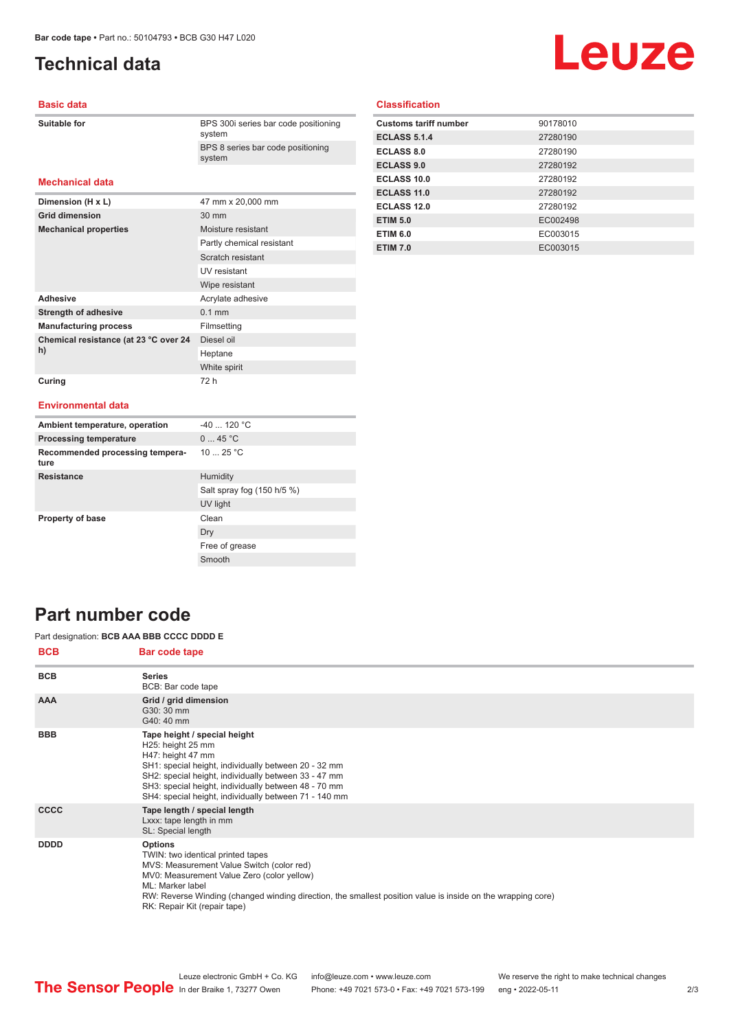# Technical data

## Basic data

| | |
|---|---|
| **Suitable for** | BPS 300i series bar code positioning system |
| | BPS 8 series bar code positioning system |

## Mechanical data

| | |
|---|---|
| **Dimension (H x L)** | 47 mm x 20,000 mm |
| **Grid dimension** | 30 mm |
| **Mechanical properties** | Moisture resistant |
| | Partly chemical resistant |
| | Scratch resistant |
| | UV resistant |
| | Wipe resistant |
| **Adhesive** | Acrylate adhesive |
| **Strength of adhesive** | 0.1 mm |
| **Manufacturing process** | Filmsetting |
| **Chemical resistance (at 23 °C over 24 h)** | Diesel oil |
| | Heptane |
| | White spirit |
| **Curing** | 72 h |

## Environmental data

| | |
|---|---|
| **Ambient temperature, operation** | -40 ... 120 °C |
| **Processing temperature** | 0 ... 45 °C |
| **Recommended processing temperature** | 10 ... 25 °C |
| **Resistance** | Humidity |
| | Salt spray fog (150 h/5 %) |
| | UV light |
| **Property of base** | Clean |
| | Dry |
| | Free of grease |
| | Smooth |

## Classification

| | |
|---|---|
| **Customs tariff number** | 90178010 |
| **ECLASS 5.1.4** | 27280190 |
| **ECLASS 8.0** | 27280190 |
| **ECLASS 9.0** | 27280192 |
| **ECLASS 10.0** | 27280192 |
| **ECLASS 11.0** | 27280192 |
| **ECLASS 12.0** | 27280192 |
| **ETIM 5.0** | EC002498 |
| **ETIM 6.0** | EC003015 |
| **ETIM 7.0** | EC003015 |

# Part number code

Part designation: **BCB AAA BBB CCCC DDDD E**

| BCB | Bar code tape |
|---|---|
| **BCB** | **Series**<br>BCB: Bar code tape |
| **AAA** | **Grid / grid dimension**<br>G30: 30 mm<br>G40: 40 mm |
| **BBB** | **Tape height / special height**<br>H25: height 25 mm<br>H47: height 47 mm<br>SH1: special height, individually between 20 - 32 mm<br>SH2: special height, individually between 33 - 47 mm<br>SH3: special height, individually between 48 - 70 mm<br>SH4: special height, individually between 71 - 140 mm |
| **CCCC** | **Tape length / special length**<br>Lxxx: tape length in mm<br>SL: Special length |
| **DDDD** | **Options**<br>TWIN: two identical printed tapes<br>MVS: Measurement Value Switch (color red)<br>MV0: Measurement Value Zero (color yellow)<br>ML: Marker label<br>RW: Reverse Winding (changed winding direction, the smallest position value is inside on the wrapping core)<br>RK: Repair Kit (repair tape) |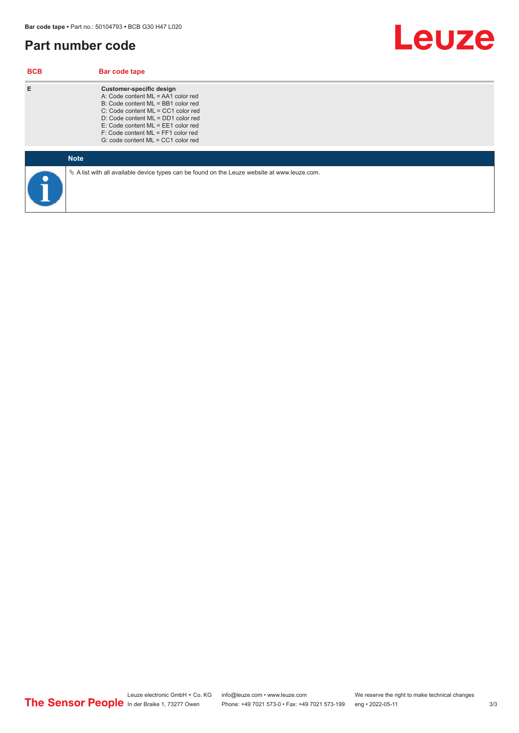## Part number code

| BCB | Bar code tape |
| --- | --- |
| E | **Customer-specific design**<br>A: Code content ML = AA1 color red<br>B: Code content ML = BB1 color red<br>C: Code content ML = CC1 color red<br>D: Code content ML = DD1 color red<br>E: Code content ML = EE1 color red<br>F: Code content ML = FF1 color red<br>G: code content ML = CC1 color red |

**Note**

↻ A list with all available device types can be found on the Leuze website at www.leuze.com.